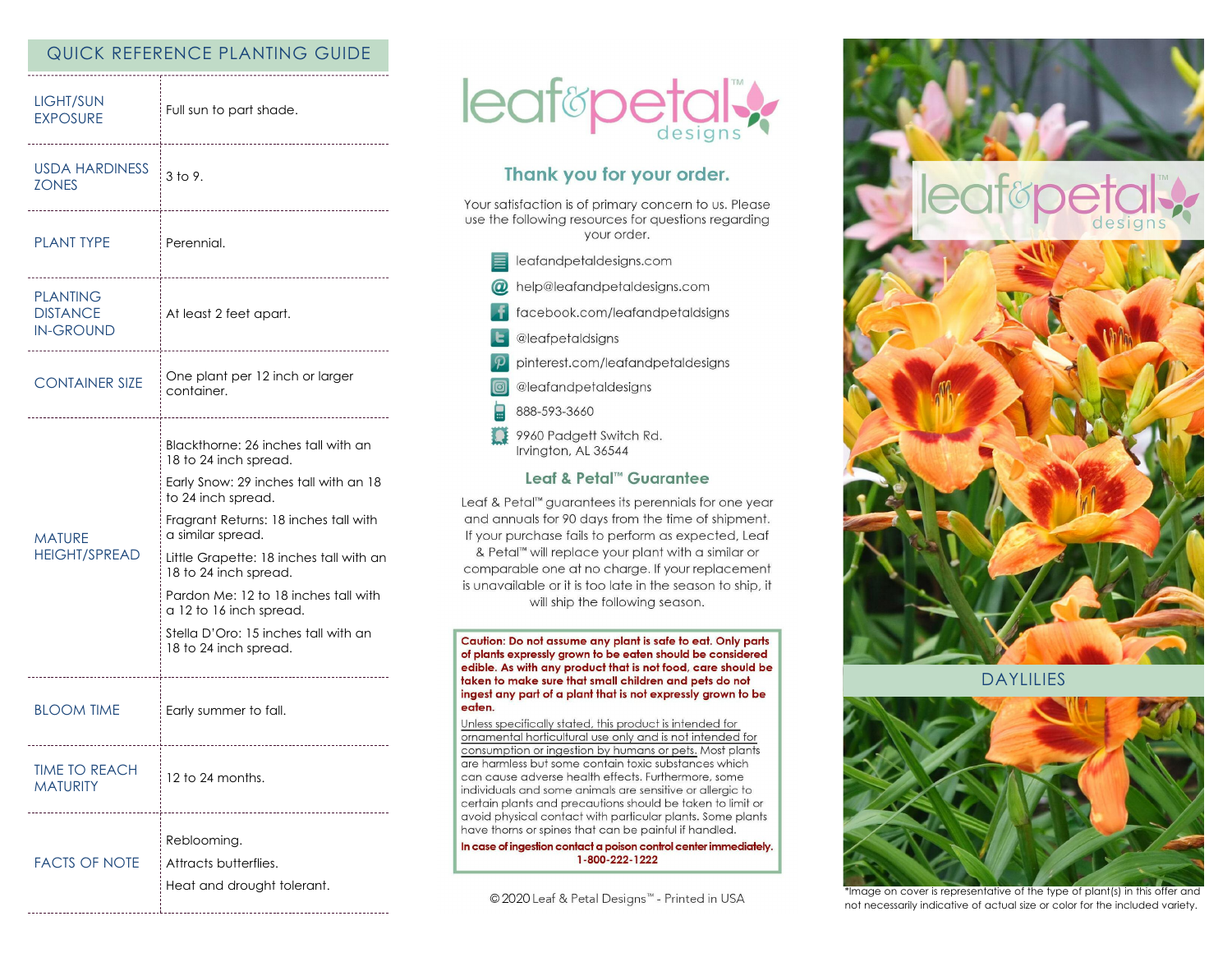## QUICK REFERENCE PLANTING GUIDE

| | |
|---|---|
| LIGHT/SUN EXPOSURE | Full sun to part shade. |
| USDA HARDINESS ZONES | 3 to 9. |
| PLANT TYPE | Perennial. |
| PLANTING DISTANCE IN-GROUND | At least 2 feet apart. |
| CONTAINER SIZE | One plant per 12 inch or larger container. |
| MATURE HEIGHT/SPREAD | Blackthorne: 26 inches tall with an 18 to 24 inch spread.<br>Early Snow: 29 inches tall with an 18 to 24 inch spread.<br>Fragrant Returns: 18 inches tall with a similar spread.<br>Little Grapette: 18 inches tall with an 18 to 24 inch spread.<br>Pardon Me: 12 to 18 inches tall with a 12 to 16 inch spread.<br>Stella D'Oro: 15 inches tall with an 18 to 24 inch spread. |
| BLOOM TIME | Early summer to fall. |
| TIME TO REACH MATURITY | 12 to 24 months. |
| FACTS OF NOTE | Reblooming.<br>Attracts butterflies.<br>Heat and drought tolerant. |

# leaf&petal™ designs

## Thank you for your order.

Your satisfaction is of primary concern to us. Please use the following resources for questions regarding your order.

- leafandpetaldesigns.com
- help@leafandpetaldesigns.com
- facebook.com/leafandpetaldsigns
- @leafpetaldsigns
- pinterest.com/leafandpetaldesigns
- @leafandpetaldesigns
- 888-593-3660
- 9960 Padgett Switch Rd.
  Irvington, AL 36544

## Leaf & Petal™ Guarantee

Leaf & Petal™ guarantees its perennials for one year and annuals for 90 days from the time of shipment. If your purchase fails to perform as expected, Leaf & Petal™ will replace your plant with a similar or comparable one at no charge. If your replacement is unavailable or it is too late in the season to ship, it will ship the following season.

**Caution: Do not assume any plant is safe to eat. Only parts of plants expressly grown to be eaten should be considered edible. As with any product that is not food, care should be taken to make sure that small children and pets do not ingest any part of a plant that is not expressly grown to be eaten.**

Unless specifically stated, this product is intended for ornamental horticultural use only and is not intended for consumption or ingestion by humans or pets. Most plants are harmless but some contain toxic substances which can cause adverse health effects. Furthermore, some individuals and some animals are sensitive or allergic to certain plants and precautions should be taken to limit or avoid physical contact with particular plants. Some plants have thorns or spines that can be painful if handled.

**In case of ingestion contact a poison control center immediately. 1-800-222-1222**

© 2020 Leaf & Petal Designs™ - Printed in USA

# leaf&petal™ designs

## DAYLILIES

*Image on cover is representative of the type of plant(s) in this offer and not necessarily indicative of actual size or color for the included variety.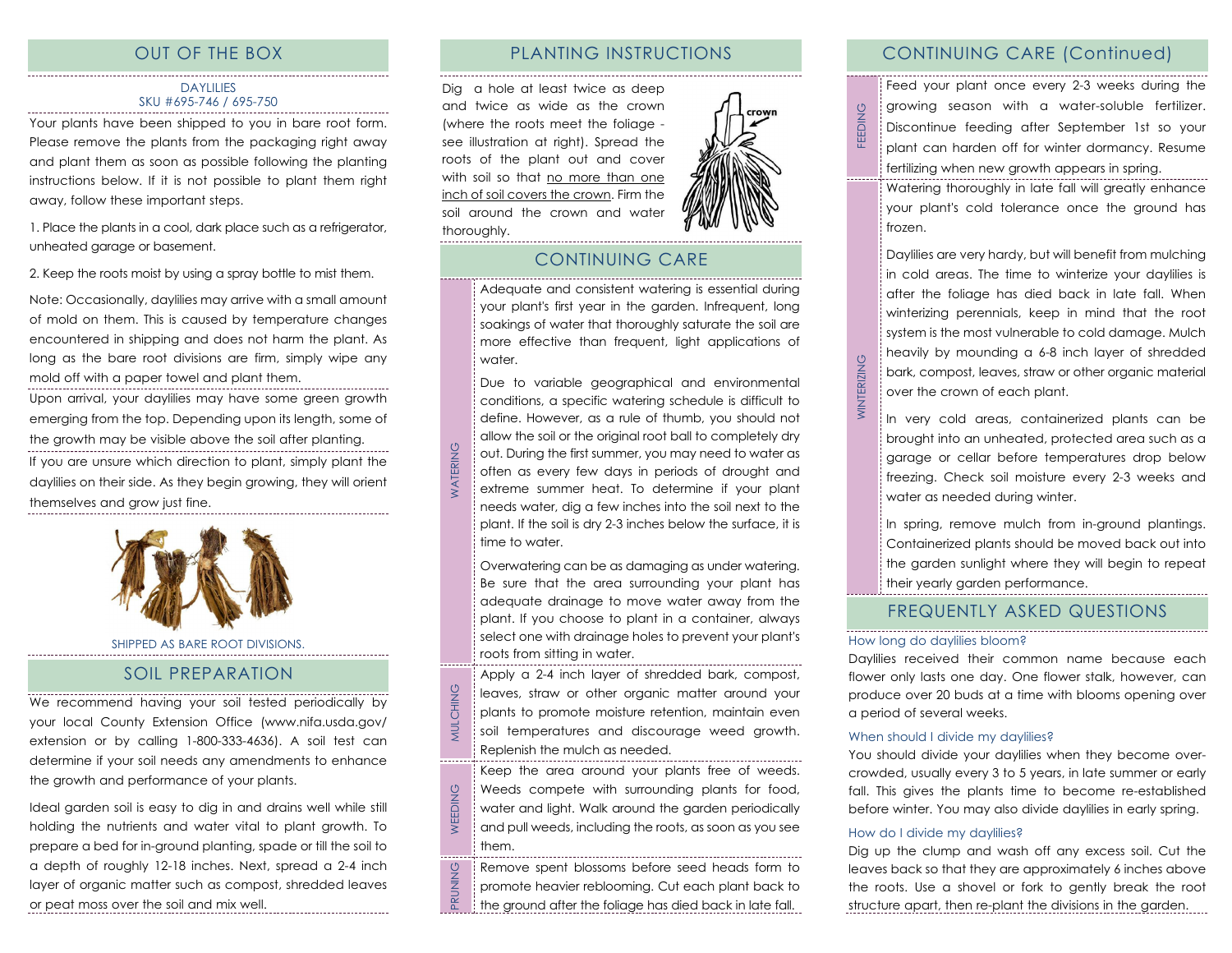## OUT OF THE BOX

DAYLILIES
SKU #695-746 / 695-750

Your plants have been shipped to you in bare root form. Please remove the plants from the packaging right away and plant them as soon as possible following the planting instructions below. If it is not possible to plant them right away, follow these important steps.

1. Place the plants in a cool, dark place such as a refrigerator, unheated garage or basement.

2. Keep the roots moist by using a spray bottle to mist them.

Note: Occasionally, daylilies may arrive with a small amount of mold on them. This is caused by temperature changes encountered in shipping and does not harm the plant. As long as the bare root divisions are firm, simply wipe any mold off with a paper towel and plant them.

Upon arrival, your daylilies may have some green growth emerging from the top. Depending upon its length, some of the growth may be visible above the soil after planting.

If you are unsure which direction to plant, simply plant the daylilies on their side. As they begin growing, they will orient themselves and grow just fine.

SHIPPED AS BARE ROOT DIVISIONS.

## SOIL PREPARATION

We recommend having your soil tested periodically by your local County Extension Office (www.nifa.usda.gov/extension or by calling 1-800-333-4636). A soil test can determine if your soil needs any amendments to enhance the growth and performance of your plants.

Ideal garden soil is easy to dig in and drains well while still holding the nutrients and water vital to plant growth. To prepare a bed for in-ground planting, spade or till the soil to a depth of roughly 12-18 inches. Next, spread a 2-4 inch layer of organic matter such as compost, shredded leaves or peat moss over the soil and mix well.

## PLANTING INSTRUCTIONS

Dig a hole at least twice as deep and twice as wide as the crown (where the roots meet the foliage - see illustration at right). Spread the roots of the plant out and cover with soil so that no more than one inch of soil covers the crown. Firm the soil around the crown and water thoroughly.

crown

## CONTINUING CARE

**WATERING**

Adequate and consistent watering is essential during your plant's first year in the garden. Infrequent, long soakings of water that thoroughly saturate the soil are more effective than frequent, light applications of water.

Due to variable geographical and environmental conditions, a specific watering schedule is difficult to define. However, as a rule of thumb, you should not allow the soil or the original root ball to completely dry out. During the first summer, you may need to water as often as every few days in periods of drought and extreme summer heat. To determine if your plant needs water, dig a few inches into the soil next to the plant. If the soil is dry 2-3 inches below the surface, it is time to water.

Overwatering can be as damaging as under watering. Be sure that the area surrounding your plant has adequate drainage to move water away from the plant. If you choose to plant in a container, always select one with drainage holes to prevent your plant's roots from sitting in water.

**MULCHING**

Apply a 2-4 inch layer of shredded bark, compost, leaves, straw or other organic matter around your plants to promote moisture retention, maintain even soil temperatures and discourage weed growth. Replenish the mulch as needed.

**WEEDING**

Keep the area around your plants free of weeds. Weeds compete with surrounding plants for food, water and light. Walk around the garden periodically and pull weeds, including the roots, as soon as you see them.

**PRUNING**

Remove spent blossoms before seed heads form to promote heavier reblooming. Cut each plant back to the ground after the foliage has died back in late fall.

## CONTINUING CARE (Continued)

**FEEDING**

Feed your plant once every 2-3 weeks during the growing season with a water-soluble fertilizer. Discontinue feeding after September 1st so your plant can harden off for winter dormancy. Resume fertilizing when new growth appears in spring.

**WINTERIZING**

Watering thoroughly in late fall will greatly enhance your plant's cold tolerance once the ground has frozen.

Daylilies are very hardy, but will benefit from mulching in cold areas. The time to winterize your daylilies is after the foliage has died back in late fall. When winterizing perennials, keep in mind that the root system is the most vulnerable to cold damage. Mulch heavily by mounding a 6-8 inch layer of shredded bark, compost, leaves, straw or other organic material over the crown of each plant.

In very cold areas, containerized plants can be brought into an unheated, protected area such as a garage or cellar before temperatures drop below freezing. Check soil moisture every 2-3 weeks and water as needed during winter.

In spring, remove mulch from in-ground plantings. Containerized plants should be moved back out into the garden sunlight where they will begin to repeat their yearly garden performance.

## FREQUENTLY ASKED QUESTIONS

**How long do daylilies bloom?**

Daylilies received their common name because each flower only lasts one day. One flower stalk, however, can produce over 20 buds at a time with blooms opening over a period of several weeks.

**When should I divide my daylilies?**

You should divide your daylilies when they become overcrowded, usually every 3 to 5 years, in late summer or early fall. This gives the plants time to become re-established before winter. You may also divide daylilies in early spring.

**How do I divide my daylilies?**

Dig up the clump and wash off any excess soil. Cut the leaves back so that they are approximately 6 inches above the roots. Use a shovel or fork to gently break the root structure apart, then re-plant the divisions in the garden.